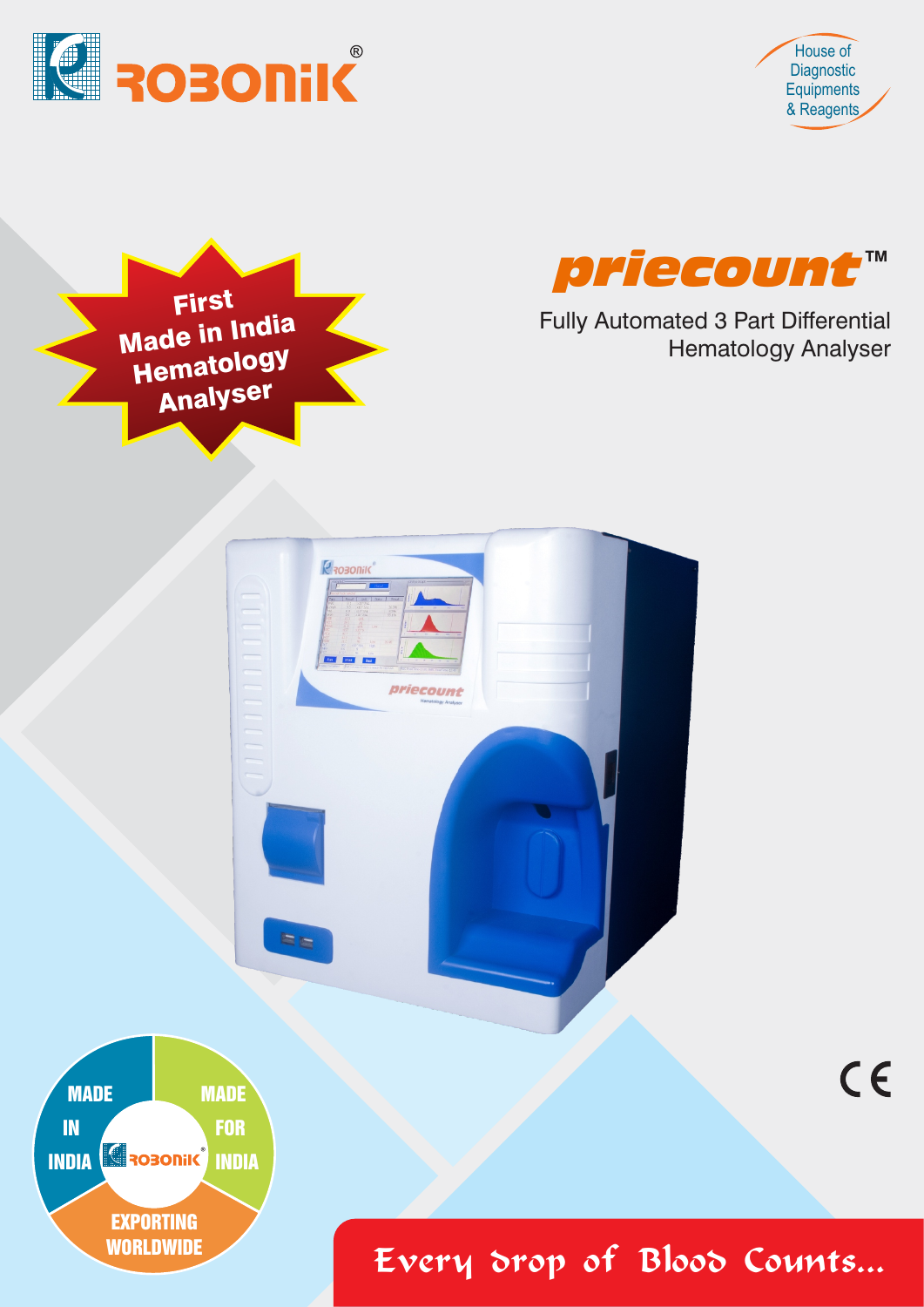# ROBONIK®

House of Diagnostic Equipments & Reagents

First Made in India Hematology Analyser

## priecount™

Fully Automated 3 Part Differential Hematology Analyser

MADE IN INDIA

MADE FOR INDIA

EXPORTING WORLDWIDE

CE

Every drop of Blood Counts...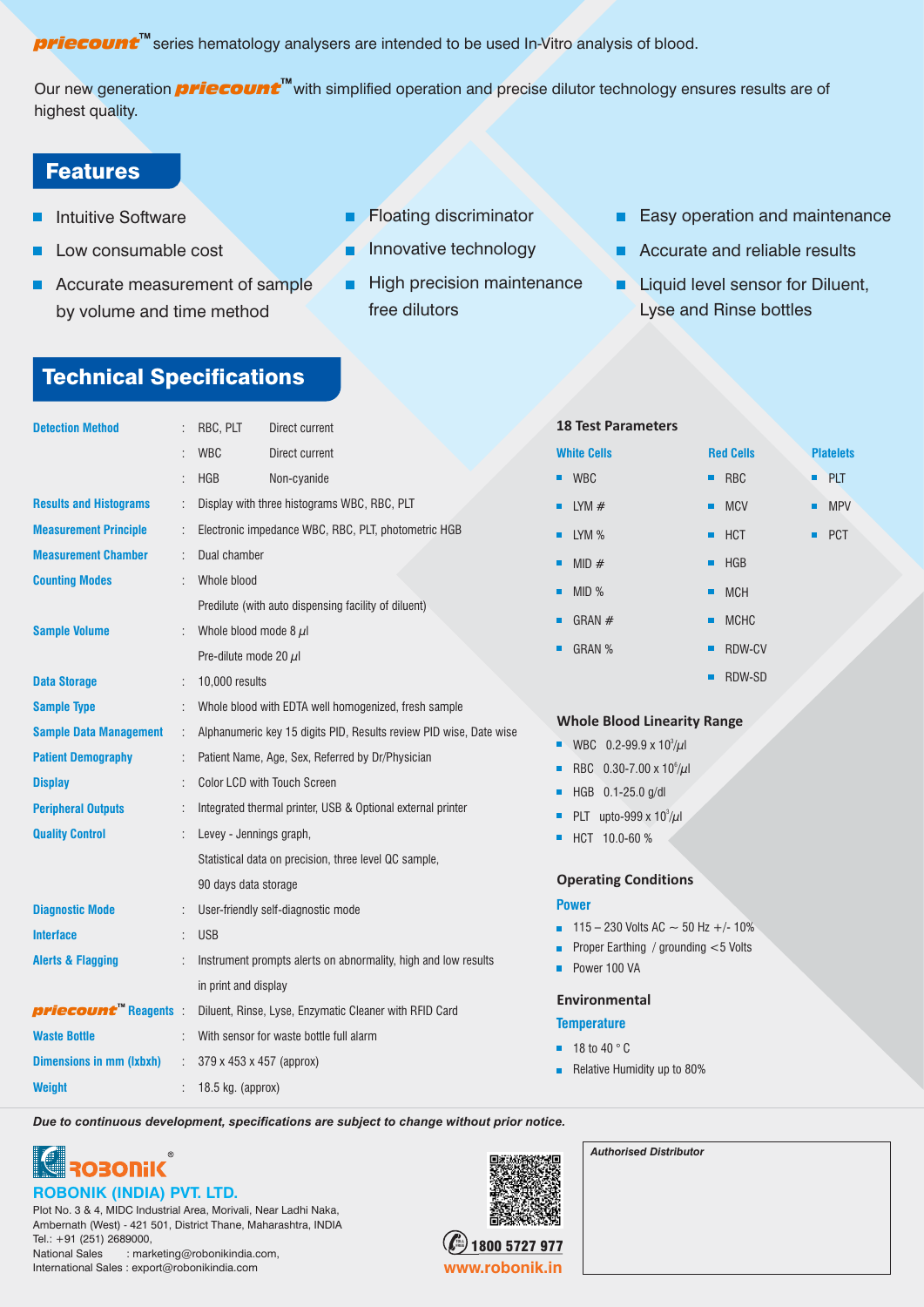**priecount™** series hematology analysers are intended to be used In-Vitro analysis of blood.

Our new generation **priecount™** with simplified operation and precise dilutor technology ensures results are of highest quality.

## Features

- Intuitive Software
- Low consumable cost
- Accurate measurement of sample by volume and time method
- Floating discriminator
- Innovative technology
- High precision maintenance free dilutors
- Easy operation and maintenance
- Accurate and reliable results
- Liquid level sensor for Diluent, Lyse and Rinse bottles

## Technical Specifications

| | | |
|---|---|---|
| **Detection Method** | : | RBC, PLT Direct current |
| | : | WBC Direct current |
| | : | HGB Non-cyanide |
| **Results and Histograms** | : | Display with three histograms WBC, RBC, PLT |
| **Measurement Principle** | : | Electronic impedance WBC, RBC, PLT, photometric HGB |
| **Measurement Chamber** | : | Dual chamber |
| **Counting Modes** | : | Whole blood |
| | | Predilute (with auto dispensing facility of diluent) |
| **Sample Volume** | : | Whole blood mode 8 $\mu$l |
| | | Pre-dilute mode 20 $\mu$l |
| **Data Storage** | : | 10,000 results |
| **Sample Type** | : | Whole blood with EDTA well homogenized, fresh sample |
| **Sample Data Management** | : | Alphanumeric key 15 digits PID, Results review PID wise, Date wise |
| **Patient Demography** | : | Patient Name, Age, Sex, Referred by Dr/Physician |
| **Display** | : | Color LCD with Touch Screen |
| **Peripheral Outputs** | : | Integrated thermal printer, USB & Optional external printer |
| **Quality Control** | : | Levey - Jennings graph, |
| | | Statistical data on precision, three level QC sample, |
| | | 90 days data storage |
| **Diagnostic Mode** | : | User-friendly self-diagnostic mode |
| **Interface** | : | USB |
| **Alerts & Flagging** | : | Instrument prompts alerts on abnormality, high and low results |
| | | in print and display |
| **priecount™ Reagents** | : | Diluent, Rinse, Lyse, Enzymatic Cleaner with RFID Card |
| **Waste Bottle** | : | With sensor for waste bottle full alarm |
| **Dimensions in mm (lxbxh)** | : | 379 x 453 x 457 (approx) |
| **Weight** | : | 18.5 kg. (approx) |

### 18 Test Parameters

| White Cells | Red Cells | Platelets |
|---|---|---|
| WBC | RBC | PLT |
| LYM # | MCV | MPV |
| LYM % | HCT | PCT |
| MID # | HGB | |
| MID % | MCH | |
| GRAN # | MCHC | |
| GRAN % | RDW-CV | |
| | RDW-SD | |

### Whole Blood Linearity Range

- WBC 0.2-99.9 x $10^3/\mu l$
- RBC 0.30-7.00 x $10^6/\mu l$
- HGB 0.1-25.0 g/dl
- PLT upto-999 x $10^3/\mu l$
- HCT 10.0-60 %

### Operating Conditions

**Power**

- 115 – 230 Volts AC ~ 50 Hz +/- 10%
- Proper Earthing / grounding <5 Volts
- Power 100 VA

### Environmental

**Temperature**

- 18 to 40 °C
- Relative Humidity up to 80%

***Due to continuous development, specifications are subject to change without prior notice.***

ROBONIK®

**ROBONIK (INDIA) PVT. LTD.**
Plot No. 3 & 4, MIDC Industrial Area, Morivali, Near Ladhi Naka,
Ambernath (West) - 421 501, District Thane, Maharashtra, INDIA
Tel.: +91 (251) 2689000,
National Sales : marketing@robonikindia.com,
International Sales : export@robonikindia.com

1800 5727 977
www.robonik.in

*Authorised Distributor*